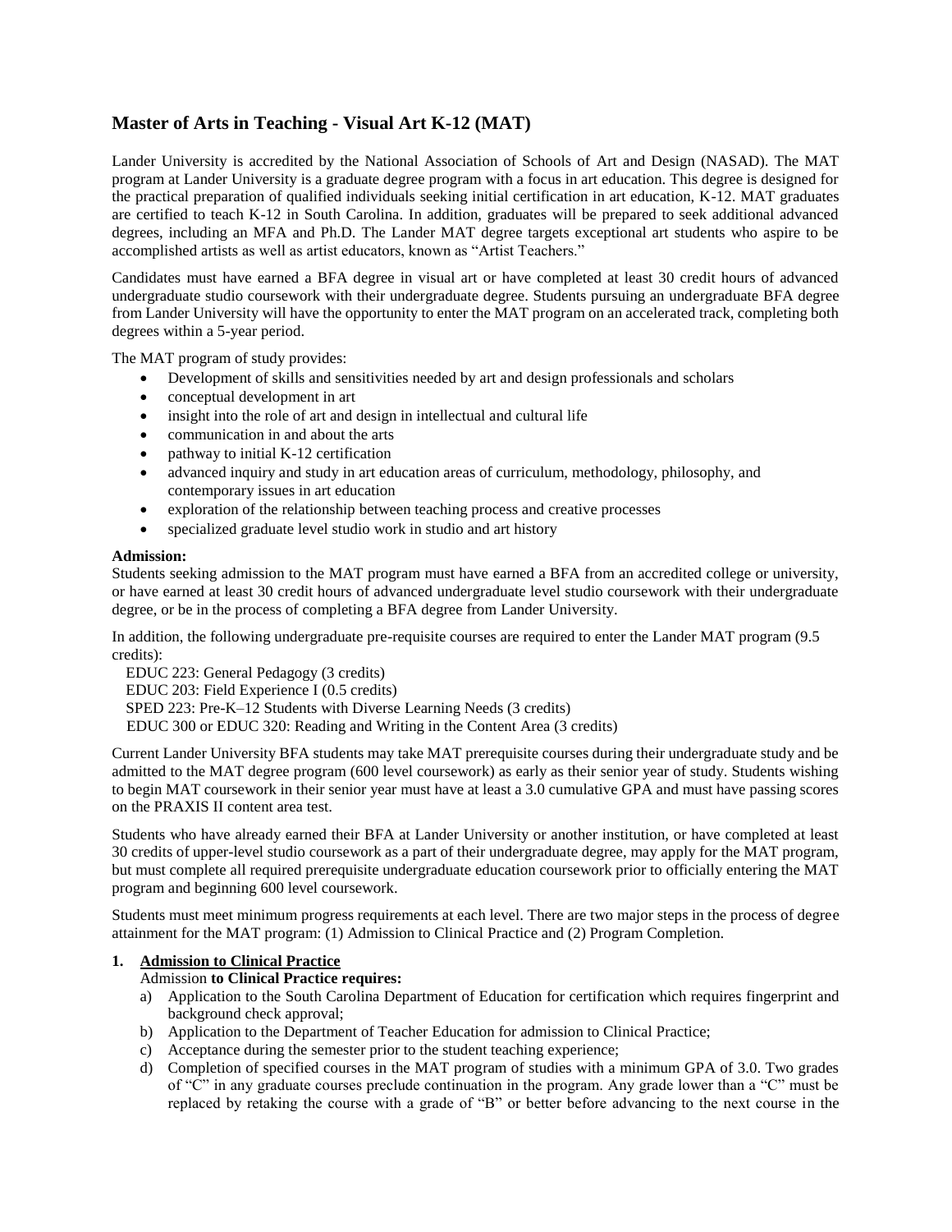## Master of Arts in Teaching - Visual Art K-12 (MAT)

Lander University is accredited by the National Association of Schools of Art and Design (NASAD). The MAT program at Lander University is a graduate degree program with a focus in art education. This degree is designed for the practical preparation of qualified individuals seeking initial certification in art education, K-12. MAT graduates are certified to teach K-12 in South Carolina. In addition, graduates will be prepared to seek additional advanced degrees, including an MFA and Ph.D. The Lander MAT degree targets exceptional art students who aspire to be accomplished artists as well as artist educators, known as "Artist Teachers."

Candidates must have earned a BFA degree in visual art or have completed at least 30 credit hours of advanced undergraduate studio coursework with their undergraduate degree. Students pursuing an undergraduate BFA degree from Lander University will have the opportunity to enter the MAT program on an accelerated track, completing both degrees within a 5-year period.

The MAT program of study provides:

- Development of skills and sensitivities needed by art and design professionals and scholars
- conceptual development in art
- insight into the role of art and design in intellectual and cultural life
- communication in and about the arts
- pathway to initial K-12 certification
- advanced inquiry and study in art education areas of curriculum, methodology, philosophy, and contemporary issues in art education
- exploration of the relationship between teaching process and creative processes
- specialized graduate level studio work in studio and art history

**Admission:**
Students seeking admission to the MAT program must have earned a BFA from an accredited college or university, or have earned at least 30 credit hours of advanced undergraduate level studio coursework with their undergraduate degree, or be in the process of completing a BFA degree from Lander University.

In addition, the following undergraduate pre-requisite courses are required to enter the Lander MAT program (9.5 credits):

EDUC 223: General Pedagogy (3 credits)
EDUC 203: Field Experience I (0.5 credits)
SPED 223: Pre-K–12 Students with Diverse Learning Needs (3 credits)
EDUC 300 or EDUC 320: Reading and Writing in the Content Area (3 credits)

Current Lander University BFA students may take MAT prerequisite courses during their undergraduate study and be admitted to the MAT degree program (600 level coursework) as early as their senior year of study. Students wishing to begin MAT coursework in their senior year must have at least a 3.0 cumulative GPA and must have passing scores on the PRAXIS II content area test.

Students who have already earned their BFA at Lander University or another institution, or have completed at least 30 credits of upper-level studio coursework as a part of their undergraduate degree, may apply for the MAT program, but must complete all required prerequisite undergraduate education coursework prior to officially entering the MAT program and beginning 600 level coursework.

Students must meet minimum progress requirements at each level. There are two major steps in the process of degree attainment for the MAT program: (1) Admission to Clinical Practice and (2) Program Completion.

**1. Admission to Clinical Practice**

Admission **to Clinical Practice requires:**

a) Application to the South Carolina Department of Education for certification which requires fingerprint and background check approval;
b) Application to the Department of Teacher Education for admission to Clinical Practice;
c) Acceptance during the semester prior to the student teaching experience;
d) Completion of specified courses in the MAT program of studies with a minimum GPA of 3.0. Two grades of "C" in any graduate courses preclude continuation in the program. Any grade lower than a "C" must be replaced by retaking the course with a grade of "B" or better before advancing to the next course in the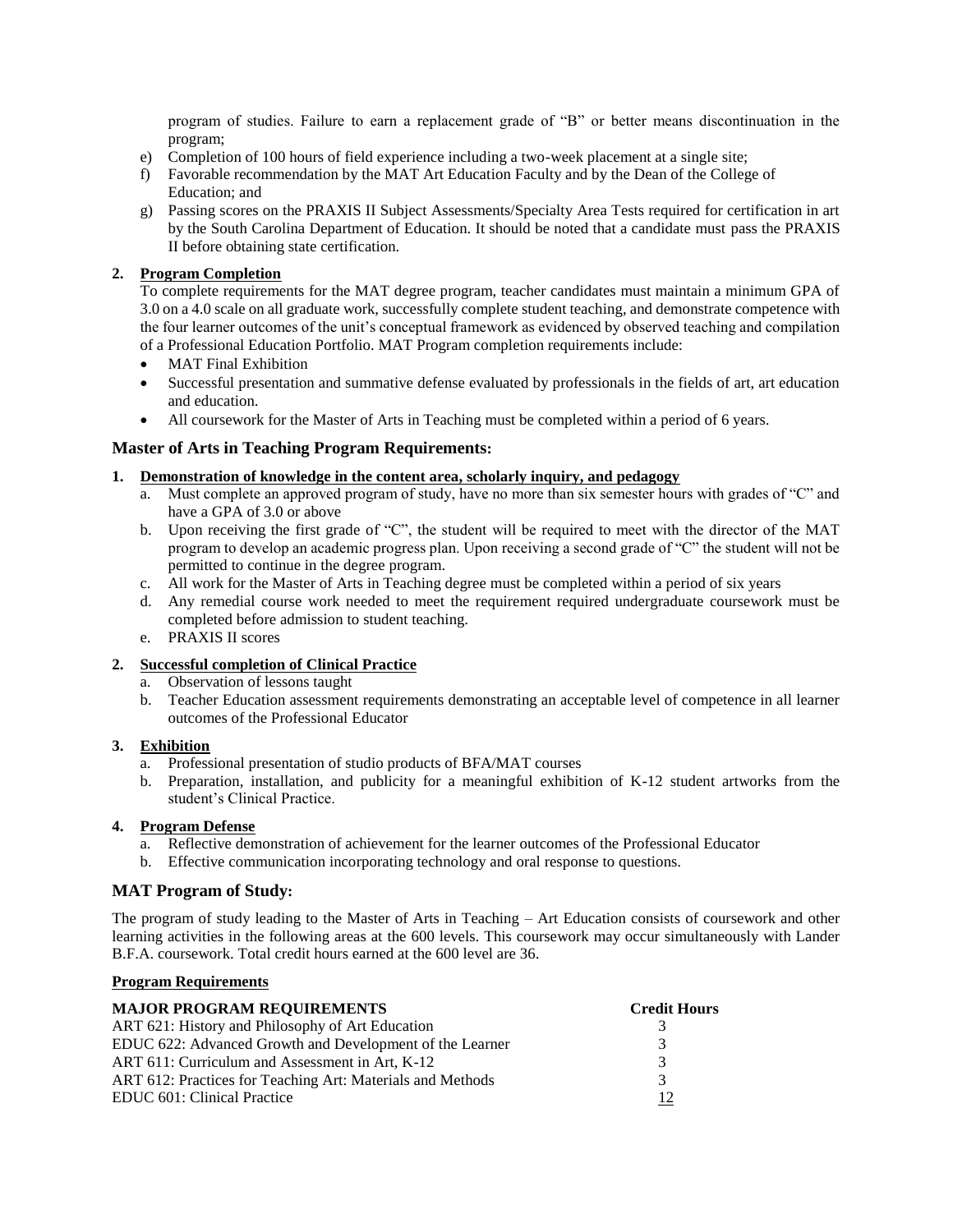program of studies. Failure to earn a replacement grade of "B" or better means discontinuation in the program;

e) Completion of 100 hours of field experience including a two-week placement at a single site;
f) Favorable recommendation by the MAT Art Education Faculty and by the Dean of the College of Education; and
g) Passing scores on the PRAXIS II Subject Assessments/Specialty Area Tests required for certification in art by the South Carolina Department of Education. It should be noted that a candidate must pass the PRAXIS II before obtaining state certification.

**2. Program Completion**

To complete requirements for the MAT degree program, teacher candidates must maintain a minimum GPA of 3.0 on a 4.0 scale on all graduate work, successfully complete student teaching, and demonstrate competence with the four learner outcomes of the unit's conceptual framework as evidenced by observed teaching and compilation of a Professional Education Portfolio. MAT Program completion requirements include:

- MAT Final Exhibition
- Successful presentation and summative defense evaluated by professionals in the fields of art, art education and education.
- All coursework for the Master of Arts in Teaching must be completed within a period of 6 years.

## Master of Arts in Teaching Program Requirements:

**1. Demonstration of knowledge in the content area, scholarly inquiry, and pedagogy**

a. Must complete an approved program of study, have no more than six semester hours with grades of "C" and have a GPA of 3.0 or above
b. Upon receiving the first grade of "C", the student will be required to meet with the director of the MAT program to develop an academic progress plan. Upon receiving a second grade of "C" the student will not be permitted to continue in the degree program.
c. All work for the Master of Arts in Teaching degree must be completed within a period of six years
d. Any remedial course work needed to meet the requirement required undergraduate coursework must be completed before admission to student teaching.
e. PRAXIS II scores

**2. Successful completion of Clinical Practice**

a. Observation of lessons taught
b. Teacher Education assessment requirements demonstrating an acceptable level of competence in all learner outcomes of the Professional Educator

**3. Exhibition**

a. Professional presentation of studio products of BFA/MAT courses
b. Preparation, installation, and publicity for a meaningful exhibition of K-12 student artworks from the student's Clinical Practice.

**4. Program Defense**

a. Reflective demonstration of achievement for the learner outcomes of the Professional Educator
b. Effective communication incorporating technology and oral response to questions.

## MAT Program of Study:

The program of study leading to the Master of Arts in Teaching – Art Education consists of coursework and other learning activities in the following areas at the 600 levels. This coursework may occur simultaneously with Lander B.F.A. coursework. Total credit hours earned at the 600 level are 36.

**Program Requirements**

| MAJOR PROGRAM REQUIREMENTS | Credit Hours |
|---|---|
| ART 621: History and Philosophy of Art Education | 3 |
| EDUC 622: Advanced Growth and Development of the Learner | 3 |
| ART 611: Curriculum and Assessment in Art, K-12 | 3 |
| ART 612: Practices for Teaching Art: Materials and Methods | 3 |
| EDUC 601: Clinical Practice | 12 |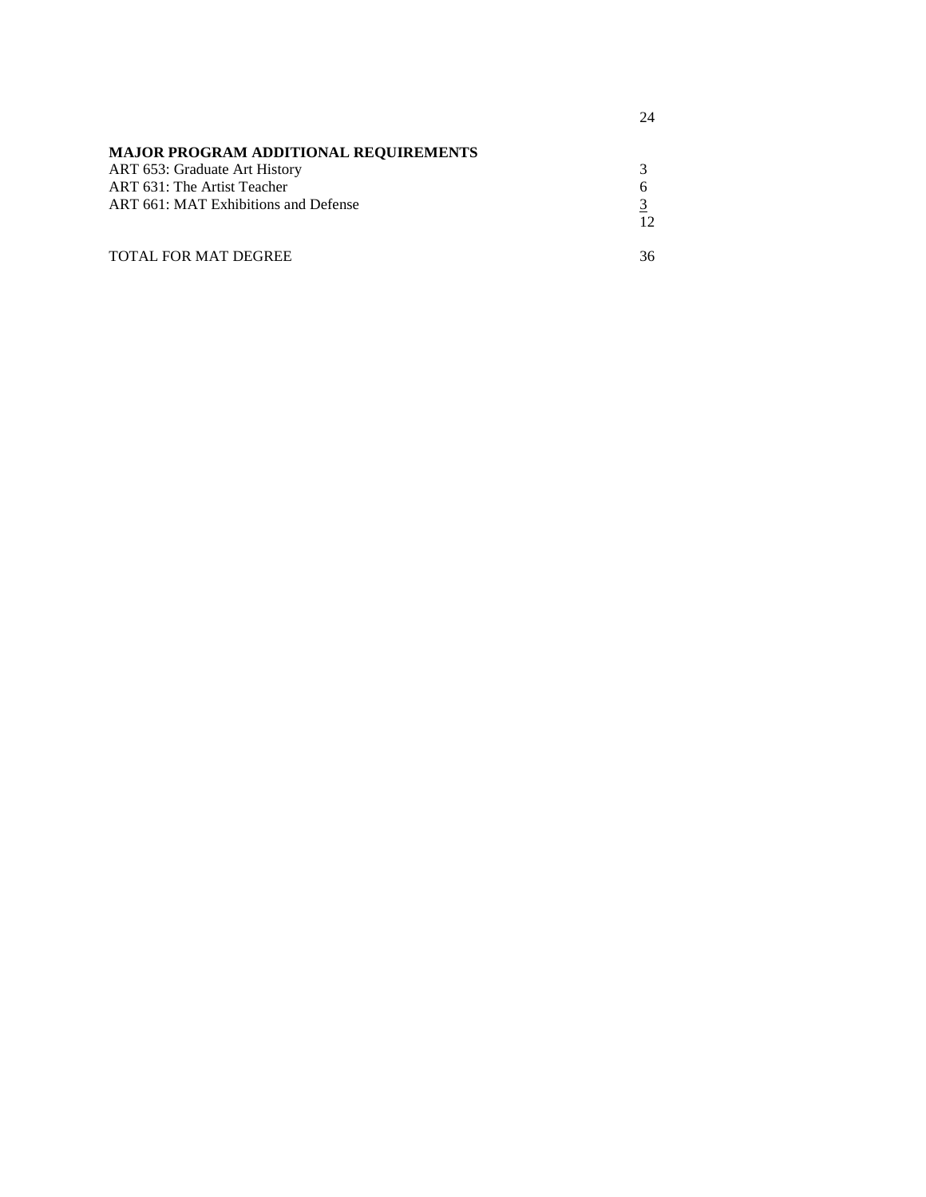| | |
|---|---|
| | 24 |
| **MAJOR PROGRAM ADDITIONAL REQUIREMENTS** | |
| ART 653: Graduate Art History | 3 |
| ART 631: The Artist Teacher | 6 |
| ART 661: MAT Exhibitions and Defense | 3 |
| | 12 |
| TOTAL FOR MAT DEGREE | 36 |